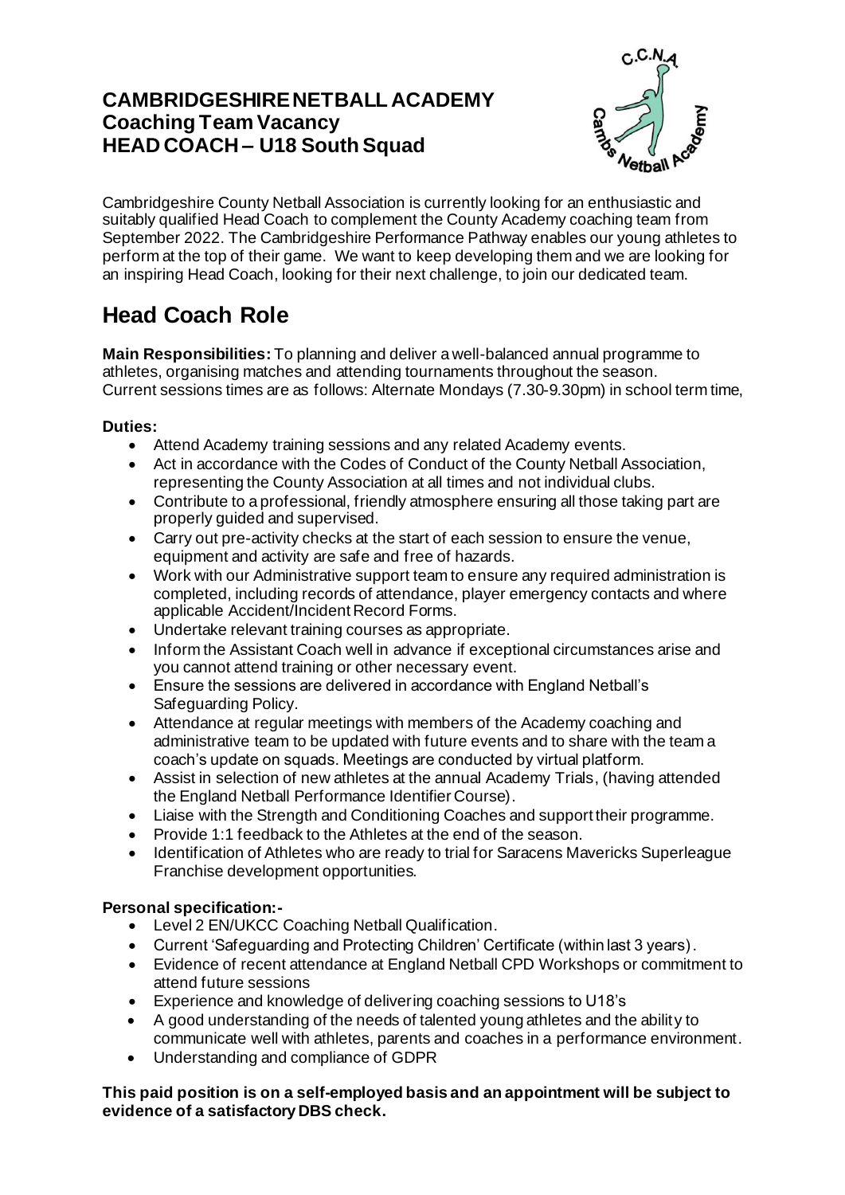# CAMBRIDGESHIRE NETBALL ACADEMY
## Coaching Team Vacancy
## HEAD COACH – U18 South Squad

Cambridgeshire County Netball Association is currently looking for an enthusiastic and suitably qualified Head Coach to complement the County Academy coaching team from September 2022. The Cambridgeshire Performance Pathway enables our young athletes to perform at the top of their game. We want to keep developing them and we are looking for an inspiring Head Coach, looking for their next challenge, to join our dedicated team.

# Head Coach Role

**Main Responsibilities:** To planning and deliver a well-balanced annual programme to athletes, organising matches and attending tournaments throughout the season.
Current sessions times are as follows: Alternate Mondays (7.30-9.30pm) in school term time,

**Duties:**

- Attend Academy training sessions and any related Academy events.
- Act in accordance with the Codes of Conduct of the County Netball Association, representing the County Association at all times and not individual clubs.
- Contribute to a professional, friendly atmosphere ensuring all those taking part are properly guided and supervised.
- Carry out pre-activity checks at the start of each session to ensure the venue, equipment and activity are safe and free of hazards.
- Work with our Administrative support team to ensure any required administration is completed, including records of attendance, player emergency contacts and where applicable Accident/Incident Record Forms.
- Undertake relevant training courses as appropriate.
- Inform the Assistant Coach well in advance if exceptional circumstances arise and you cannot attend training or other necessary event.
- Ensure the sessions are delivered in accordance with England Netball's Safeguarding Policy.
- Attendance at regular meetings with members of the Academy coaching and administrative team to be updated with future events and to share with the team a coach's update on squads. Meetings are conducted by virtual platform.
- Assist in selection of new athletes at the annual Academy Trials, (having attended the England Netball Performance Identifier Course).
- Liaise with the Strength and Conditioning Coaches and support their programme.
- Provide 1:1 feedback to the Athletes at the end of the season.
- Identification of Athletes who are ready to trial for Saracens Mavericks Superleague Franchise development opportunities.

**Personal specification:-**

- Level 2 EN/UKCC Coaching Netball Qualification.
- Current 'Safeguarding and Protecting Children' Certificate (within last 3 years).
- Evidence of recent attendance at England Netball CPD Workshops or commitment to attend future sessions
- Experience and knowledge of delivering coaching sessions to U18's
- A good understanding of the needs of talented young athletes and the ability to communicate well with athletes, parents and coaches in a performance environment.
- Understanding and compliance of GDPR

**This paid position is on a self-employed basis and an appointment will be subject to evidence of a satisfactory DBS check.**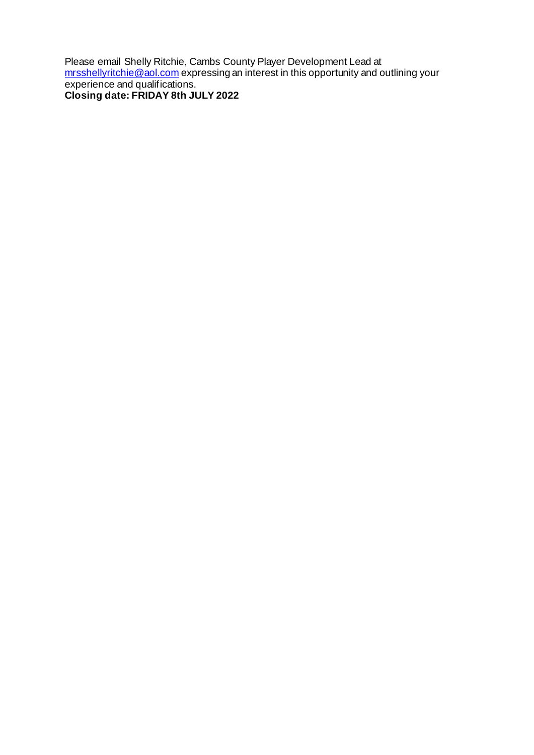Please email Shelly Ritchie, Cambs County Player Development Lead at [mrsshellyritchie@aol.com](mailto:mrsshellyritchie@aol.com) expressing an interest in this opportunity and outlining your experience and qualifications.

**Closing date: FRIDAY 8th JULY 2022**